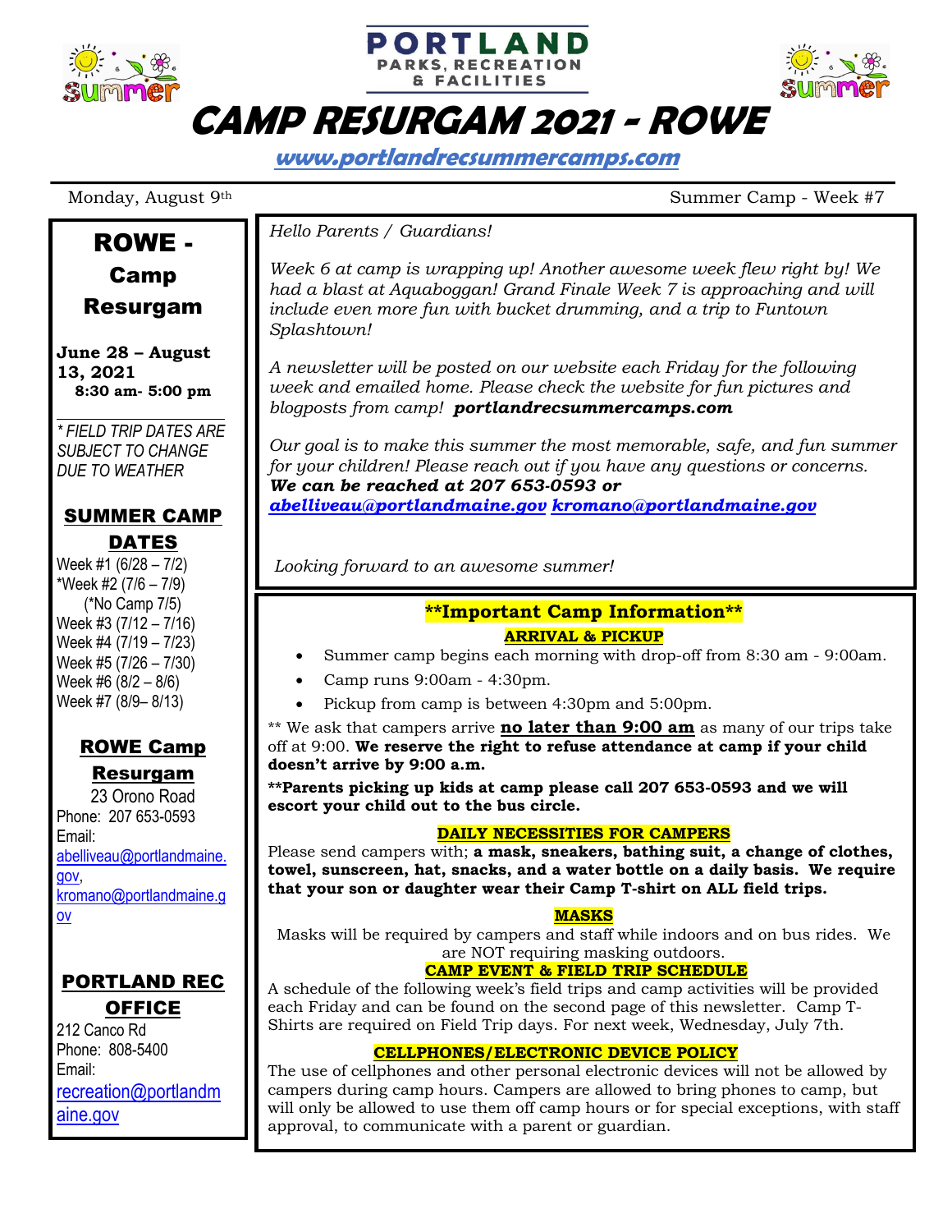PORTLAND PARKS, RECREATION & FACILITIES

# CAMP RESURGAM 2021 - ROWE

**www.portlandrecsummercamps.com**

Monday, August 9th — Summer Camp - Week #7

## ROWE - Camp Resurgam

**June 28 – August 13, 2021**
**8:30 am- 5:00 pm**

*\* FIELD TRIP DATES ARE SUBJECT TO CHANGE DUE TO WEATHER*

### SUMMER CAMP DATES

Week #1 (6/28 – 7/2)
*Week #2 (7/6 – 7/9)
(*No Camp 7/5)
Week #3 (7/12 – 7/16)
Week #4 (7/19 – 7/23)
Week #5 (7/26 – 7/30)
Week #6 (8/2 – 8/6)
Week #7 (8/9– 8/13)

### ROWE Camp Resurgam

23 Orono Road
Phone: 207 653-0593
Email:
abelliveau@portlandmaine.gov,
kromano@portlandmaine.gov

### PORTLAND REC OFFICE

212 Canco Rd
Phone: 808-5400
Email:
recreation@portlandmaine.gov

*Hello Parents / Guardians!*

*Week 6 at camp is wrapping up! Another awesome week flew right by! We had a blast at Aquaboggan! Grand Finale Week 7 is approaching and will include even more fun with bucket drumming, and a trip to Funtown Splashtown!*

*A newsletter will be posted on our website each Friday for the following week and emailed home. Please check the website for fun pictures and blogposts from camp!* ***portlandrecsummercamps.com***

*Our goal is to make this summer the most memorable, safe, and fun summer for your children! Please reach out if you have any questions or concerns.* ***We can be reached at 207 653-0593 or abelliveau@portlandmaine.gov kromano@portlandmaine.gov***

*Looking forward to an awesome summer!*

## **Important Camp Information**

### ARRIVAL & PICKUP

- Summer camp begins each morning with drop-off from 8:30 am - 9:00am.
- Camp runs 9:00am - 4:30pm.
- Pickup from camp is between 4:30pm and 5:00pm.

** We ask that campers arrive **no later than 9:00 am** as many of our trips take off at 9:00. **We reserve the right to refuse attendance at camp if your child doesn't arrive by 9:00 a.m.**

****Parents picking up kids at camp please call 207 653-0593 and we will escort your child out to the bus circle.**

### DAILY NECESSITIES FOR CAMPERS

Please send campers with; **a mask, sneakers, bathing suit, a change of clothes, towel, sunscreen, hat, snacks, and a water bottle on a daily basis. We require that your son or daughter wear their Camp T-shirt on ALL field trips.**

### MASKS

Masks will be required by campers and staff while indoors and on bus rides. We are NOT requiring masking outdoors.

### CAMP EVENT & FIELD TRIP SCHEDULE

A schedule of the following week's field trips and camp activities will be provided each Friday and can be found on the second page of this newsletter. Camp T-Shirts are required on Field Trip days. For next week, Wednesday, July 7th.

### CELLPHONES/ELECTRONIC DEVICE POLICY

The use of cellphones and other personal electronic devices will not be allowed by campers during camp hours. Campers are allowed to bring phones to camp, but will only be allowed to use them off camp hours or for special exceptions, with staff approval, to communicate with a parent or guardian.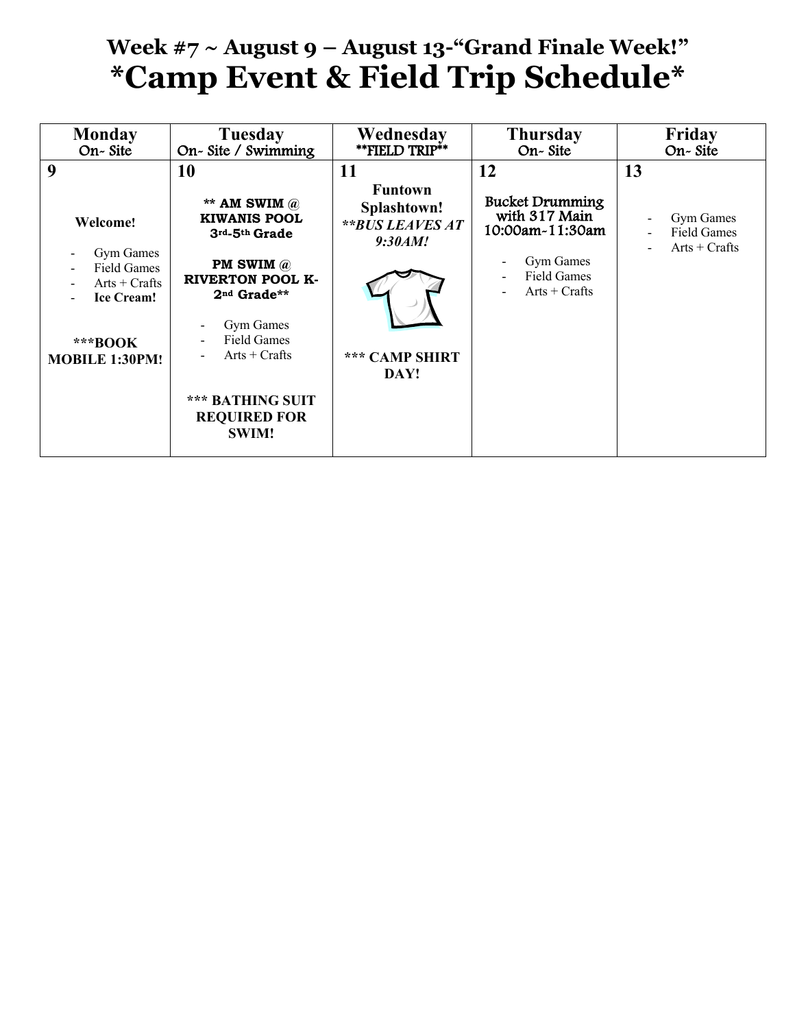# Week #7 ~ August 9 – August 13-"Grand Finale Week!"

# *Camp Event & Field Trip Schedule*

| Monday<br>On~ Site | Tuesday<br>On~ Site / Swimming | Wednesday<br>**FIELD TRIP** | Thursday<br>On~ Site | Friday<br>On~ Site |
|---|---|---|---|---|
| **9**<br><br>**Welcome!**<br><br>- Gym Games<br>- Field Games<br>- Arts + Crafts<br>- **Ice Cream!**<br><br>**\*\*\*BOOK MOBILE 1:30PM!** | **10**<br><br>**\*\* AM SWIM @ KIWANIS POOL 3rd-5th Grade**<br><br>**PM SWIM @ RIVERTON POOL K-2nd Grade\*\***<br><br>- Gym Games<br>- Field Games<br>- Arts + Crafts<br><br>**\*\*\* BATHING SUIT REQUIRED FOR SWIM!** | **11**<br><br>**Funtown Splashtown!**<br>***\*\*BUS LEAVES AT 9:30AM!***<br><br>**\*\*\* CAMP SHIRT DAY!** | **12**<br><br>Bucket Drumming with 317 Main 10:00am-11:30am<br><br>- Gym Games<br>- Field Games<br>- Arts + Crafts | **13**<br><br>- Gym Games<br>- Field Games<br>- Arts + Crafts |